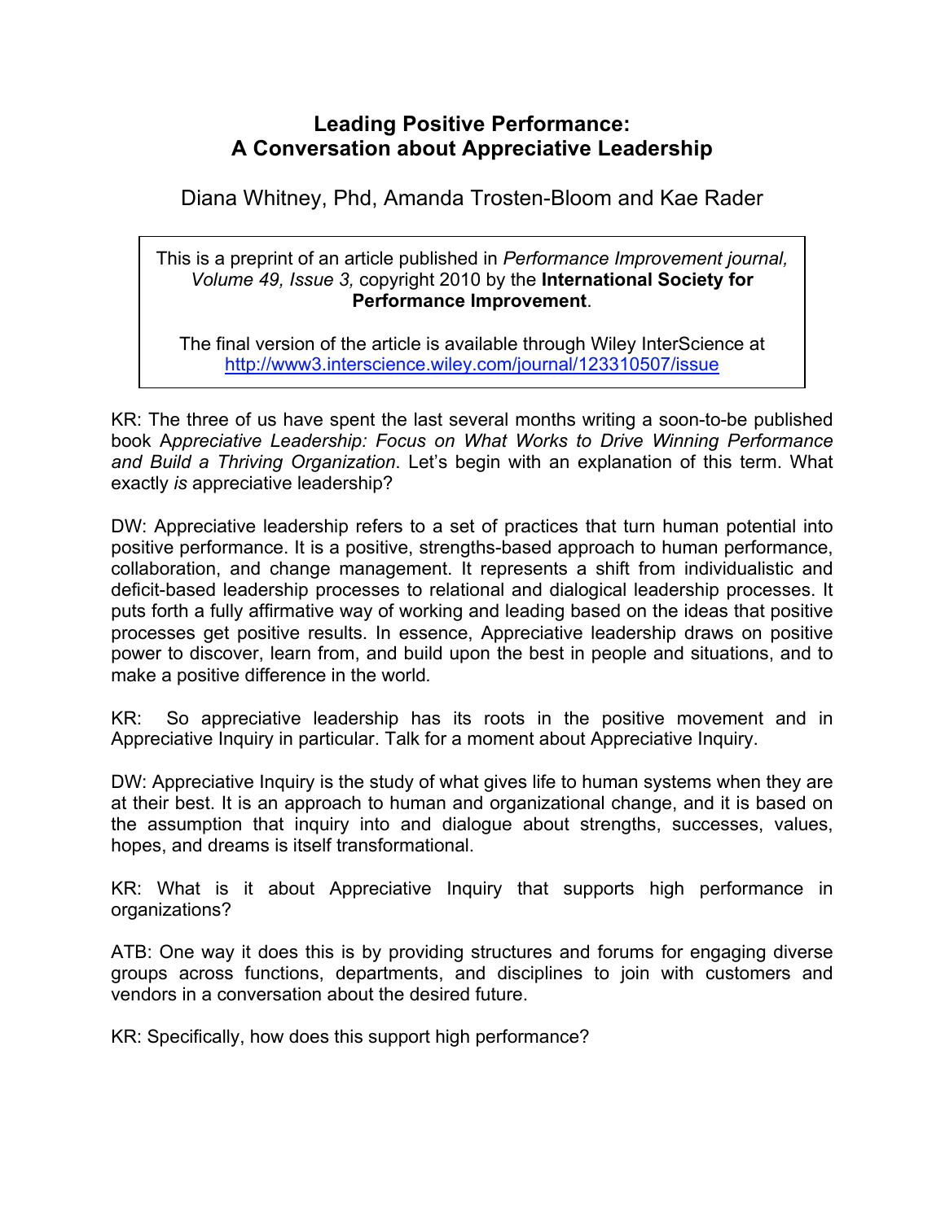# Leading Positive Performance: A Conversation about Appreciative Leadership

Diana Whitney, Phd, Amanda Trosten-Bloom and Kae Rader

> This is a preprint of an article published in *Performance Improvement journal, Volume 49, Issue 3,* copyright 2010 by the **International Society for Performance Improvement**.
>
> The final version of the article is available through Wiley InterScience at http://www3.interscience.wiley.com/journal/123310507/issue

KR: The three of us have spent the last several months writing a soon-to-be published book A*ppreciative Leadership: Focus on What Works to Drive Winning Performance and Build a Thriving Organization*. Let's begin with an explanation of this term. What exactly *is* appreciative leadership?

DW: Appreciative leadership refers to a set of practices that turn human potential into positive performance. It is a positive, strengths-based approach to human performance, collaboration, and change management. It represents a shift from individualistic and deficit-based leadership processes to relational and dialogical leadership processes. It puts forth a fully affirmative way of working and leading based on the ideas that positive processes get positive results. In essence, Appreciative leadership draws on positive power to discover, learn from, and build upon the best in people and situations, and to make a positive difference in the world*.*

KR: So appreciative leadership has its roots in the positive movement and in Appreciative Inquiry in particular. Talk for a moment about Appreciative Inquiry.

DW: Appreciative Inquiry is the study of what gives life to human systems when they are at their best. It is an approach to human and organizational change, and it is based on the assumption that inquiry into and dialogue about strengths, successes, values, hopes, and dreams is itself transformational.

KR: What is it about Appreciative Inquiry that supports high performance in organizations?

ATB: One way it does this is by providing structures and forums for engaging diverse groups across functions, departments, and disciplines to join with customers and vendors in a conversation about the desired future.

KR: Specifically, how does this support high performance?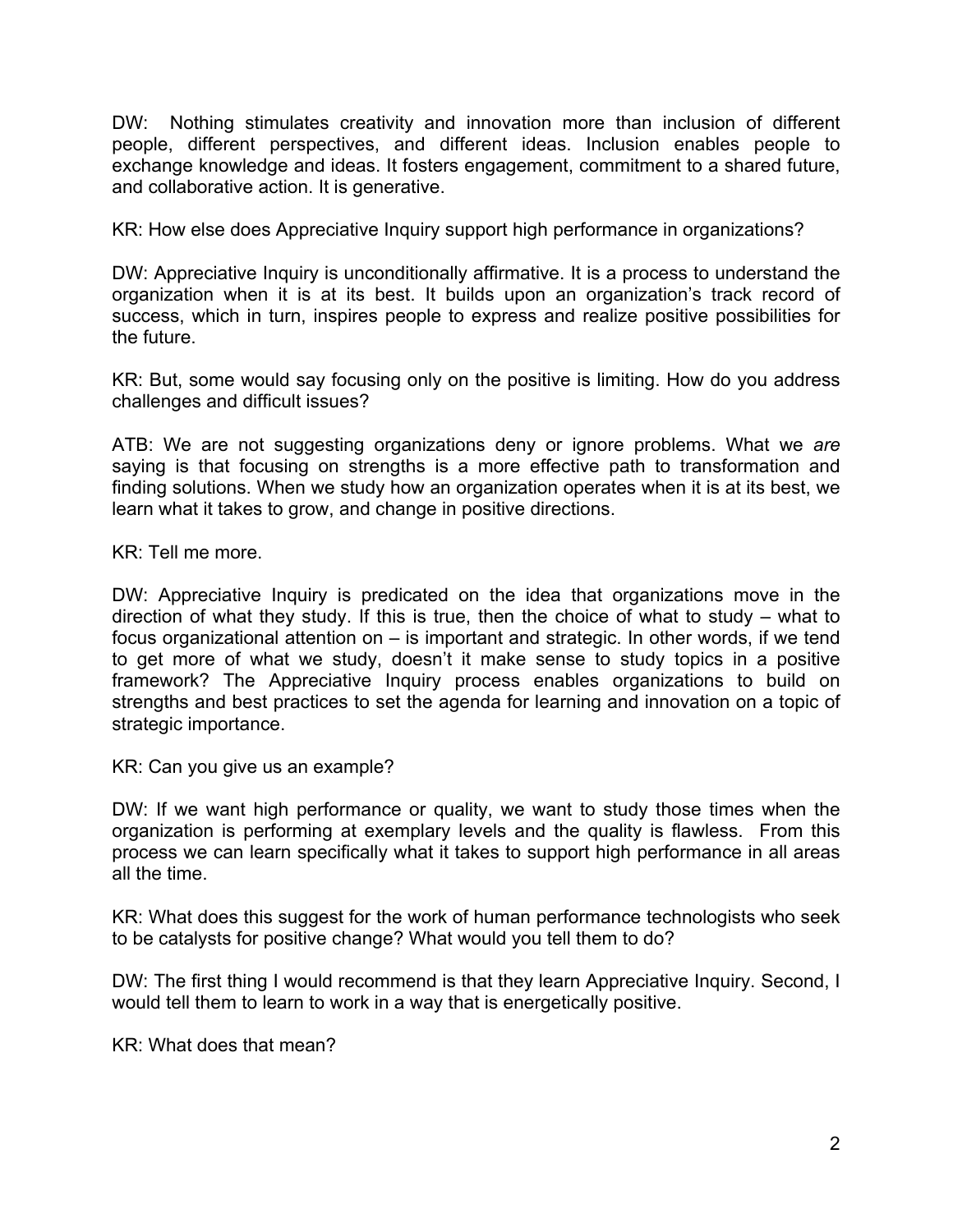DW: Nothing stimulates creativity and innovation more than inclusion of different people, different perspectives, and different ideas. Inclusion enables people to exchange knowledge and ideas. It fosters engagement, commitment to a shared future, and collaborative action. It is generative.

KR: How else does Appreciative Inquiry support high performance in organizations?

DW: Appreciative Inquiry is unconditionally affirmative. It is a process to understand the organization when it is at its best. It builds upon an organization's track record of success, which in turn, inspires people to express and realize positive possibilities for the future.

KR: But, some would say focusing only on the positive is limiting. How do you address challenges and difficult issues?

ATB: We are not suggesting organizations deny or ignore problems. What we *are* saying is that focusing on strengths is a more effective path to transformation and finding solutions. When we study how an organization operates when it is at its best, we learn what it takes to grow, and change in positive directions.

KR: Tell me more.

DW: Appreciative Inquiry is predicated on the idea that organizations move in the direction of what they study. If this is true, then the choice of what to study – what to focus organizational attention on – is important and strategic. In other words, if we tend to get more of what we study, doesn't it make sense to study topics in a positive framework? The Appreciative Inquiry process enables organizations to build on strengths and best practices to set the agenda for learning and innovation on a topic of strategic importance.

KR: Can you give us an example?

DW: If we want high performance or quality, we want to study those times when the organization is performing at exemplary levels and the quality is flawless. From this process we can learn specifically what it takes to support high performance in all areas all the time.

KR: What does this suggest for the work of human performance technologists who seek to be catalysts for positive change? What would you tell them to do?

DW: The first thing I would recommend is that they learn Appreciative Inquiry. Second, I would tell them to learn to work in a way that is energetically positive.

KR: What does that mean?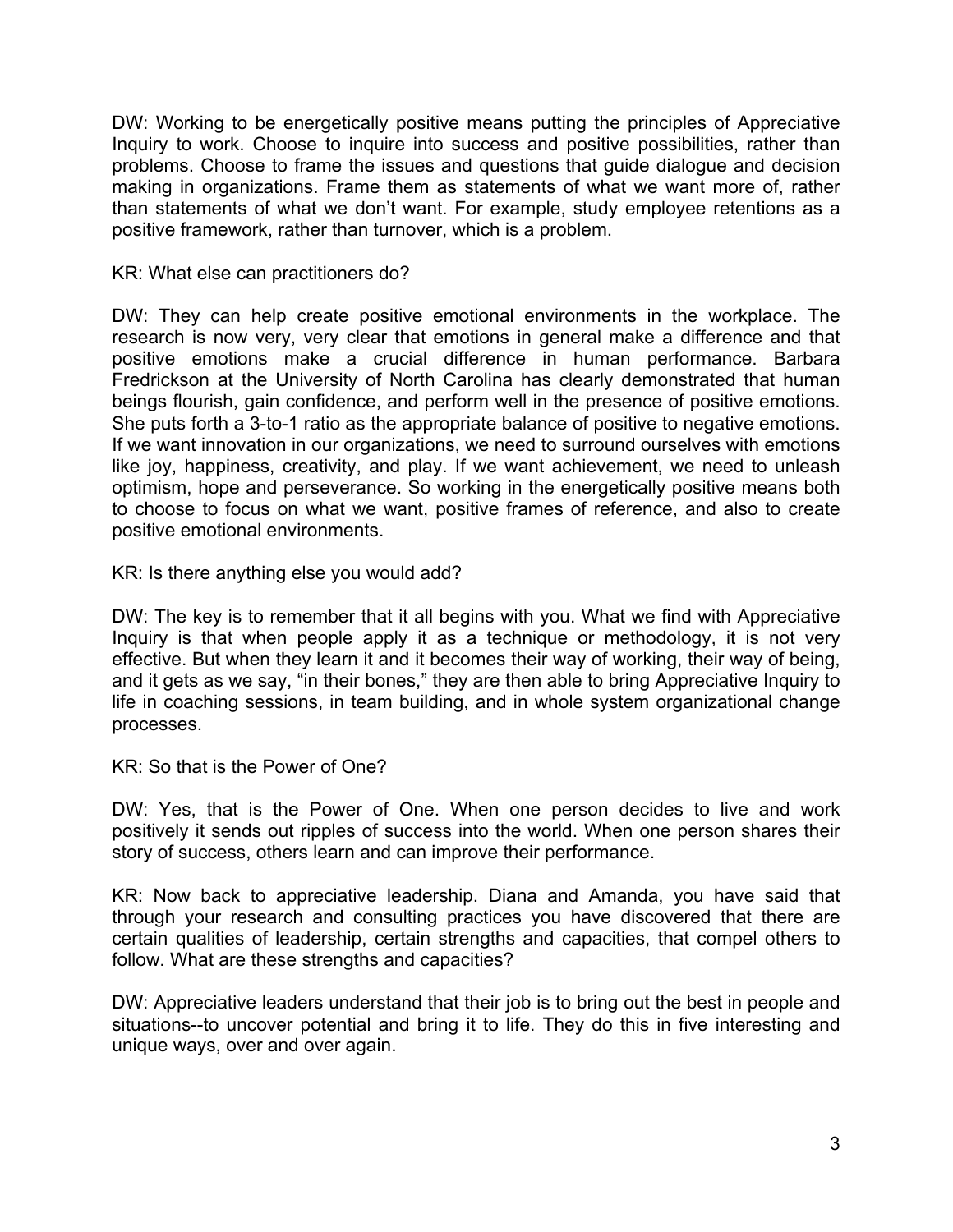DW: Working to be energetically positive means putting the principles of Appreciative Inquiry to work. Choose to inquire into success and positive possibilities, rather than problems. Choose to frame the issues and questions that guide dialogue and decision making in organizations. Frame them as statements of what we want more of, rather than statements of what we don't want. For example, study employee retentions as a positive framework, rather than turnover, which is a problem.

KR: What else can practitioners do?

DW: They can help create positive emotional environments in the workplace. The research is now very, very clear that emotions in general make a difference and that positive emotions make a crucial difference in human performance. Barbara Fredrickson at the University of North Carolina has clearly demonstrated that human beings flourish, gain confidence, and perform well in the presence of positive emotions. She puts forth a 3-to-1 ratio as the appropriate balance of positive to negative emotions. If we want innovation in our organizations, we need to surround ourselves with emotions like joy, happiness, creativity, and play. If we want achievement, we need to unleash optimism, hope and perseverance. So working in the energetically positive means both to choose to focus on what we want, positive frames of reference, and also to create positive emotional environments.

KR: Is there anything else you would add?

DW: The key is to remember that it all begins with you. What we find with Appreciative Inquiry is that when people apply it as a technique or methodology, it is not very effective. But when they learn it and it becomes their way of working, their way of being, and it gets as we say, "in their bones," they are then able to bring Appreciative Inquiry to life in coaching sessions, in team building, and in whole system organizational change processes.

KR: So that is the Power of One?

DW: Yes, that is the Power of One. When one person decides to live and work positively it sends out ripples of success into the world. When one person shares their story of success, others learn and can improve their performance.

KR: Now back to appreciative leadership. Diana and Amanda, you have said that through your research and consulting practices you have discovered that there are certain qualities of leadership, certain strengths and capacities, that compel others to follow. What are these strengths and capacities?

DW: Appreciative leaders understand that their job is to bring out the best in people and situations--to uncover potential and bring it to life. They do this in five interesting and unique ways, over and over again.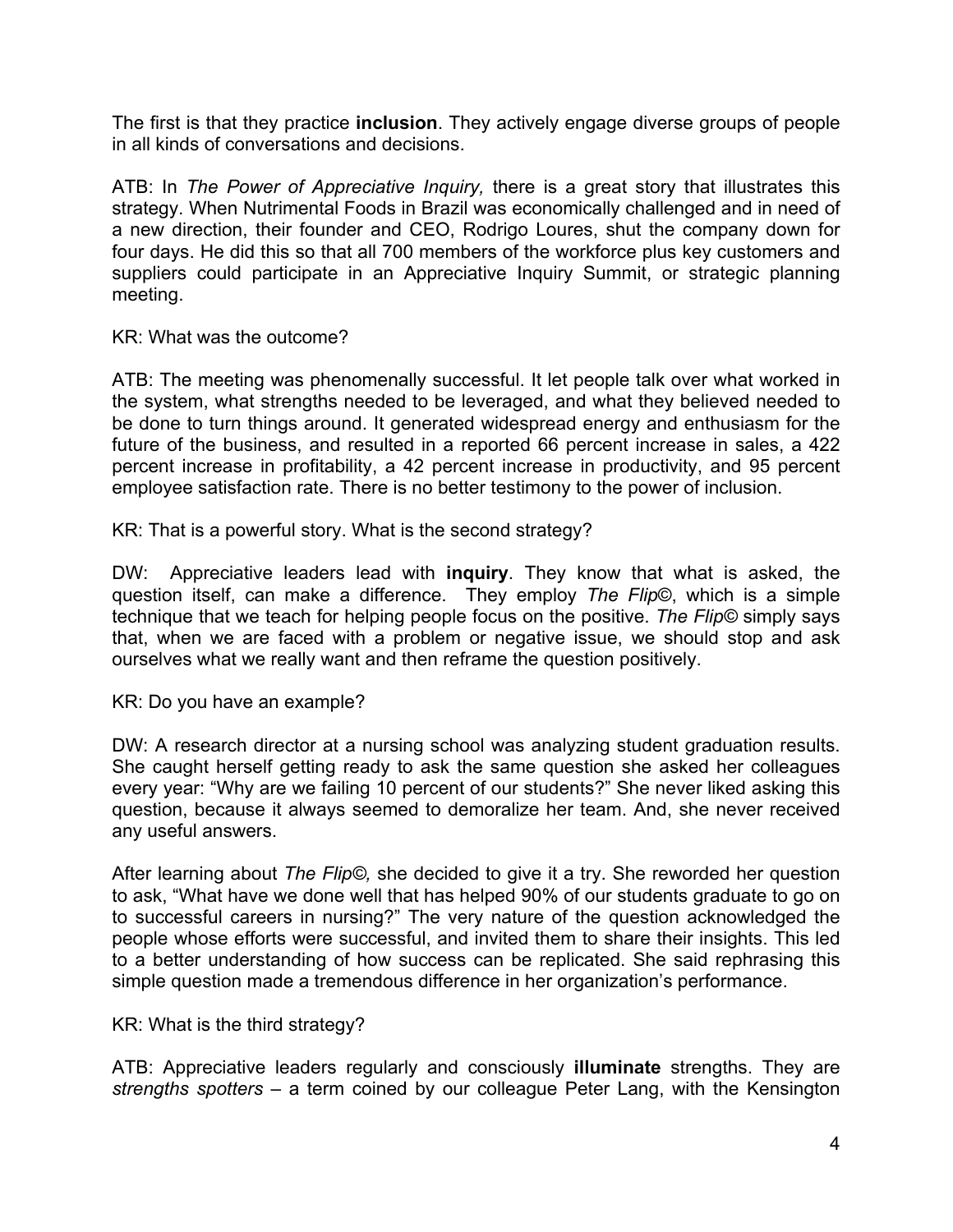The first is that they practice **inclusion**. They actively engage diverse groups of people in all kinds of conversations and decisions.

ATB: In *The Power of Appreciative Inquiry,* there is a great story that illustrates this strategy. When Nutrimental Foods in Brazil was economically challenged and in need of a new direction, their founder and CEO, Rodrigo Loures, shut the company down for four days. He did this so that all 700 members of the workforce plus key customers and suppliers could participate in an Appreciative Inquiry Summit, or strategic planning meeting.

KR: What was the outcome?

ATB: The meeting was phenomenally successful. It let people talk over what worked in the system, what strengths needed to be leveraged, and what they believed needed to be done to turn things around. It generated widespread energy and enthusiasm for the future of the business, and resulted in a reported 66 percent increase in sales, a 422 percent increase in profitability, a 42 percent increase in productivity, and 95 percent employee satisfaction rate. There is no better testimony to the power of inclusion.

KR: That is a powerful story. What is the second strategy?

DW: Appreciative leaders lead with **inquiry**. They know that what is asked, the question itself, can make a difference. They employ *The Flip©*, which is a simple technique that we teach for helping people focus on the positive. *The Flip©* simply says that, when we are faced with a problem or negative issue, we should stop and ask ourselves what we really want and then reframe the question positively.

KR: Do you have an example?

DW: A research director at a nursing school was analyzing student graduation results. She caught herself getting ready to ask the same question she asked her colleagues every year: "Why are we failing 10 percent of our students?" She never liked asking this question, because it always seemed to demoralize her team. And, she never received any useful answers.

After learning about *The Flip©,* she decided to give it a try. She reworded her question to ask, "What have we done well that has helped 90% of our students graduate to go on to successful careers in nursing?" The very nature of the question acknowledged the people whose efforts were successful, and invited them to share their insights. This led to a better understanding of how success can be replicated. She said rephrasing this simple question made a tremendous difference in her organization's performance.

KR: What is the third strategy?

ATB: Appreciative leaders regularly and consciously **illuminate** strengths. They are *strengths spotters* – a term coined by our colleague Peter Lang, with the Kensington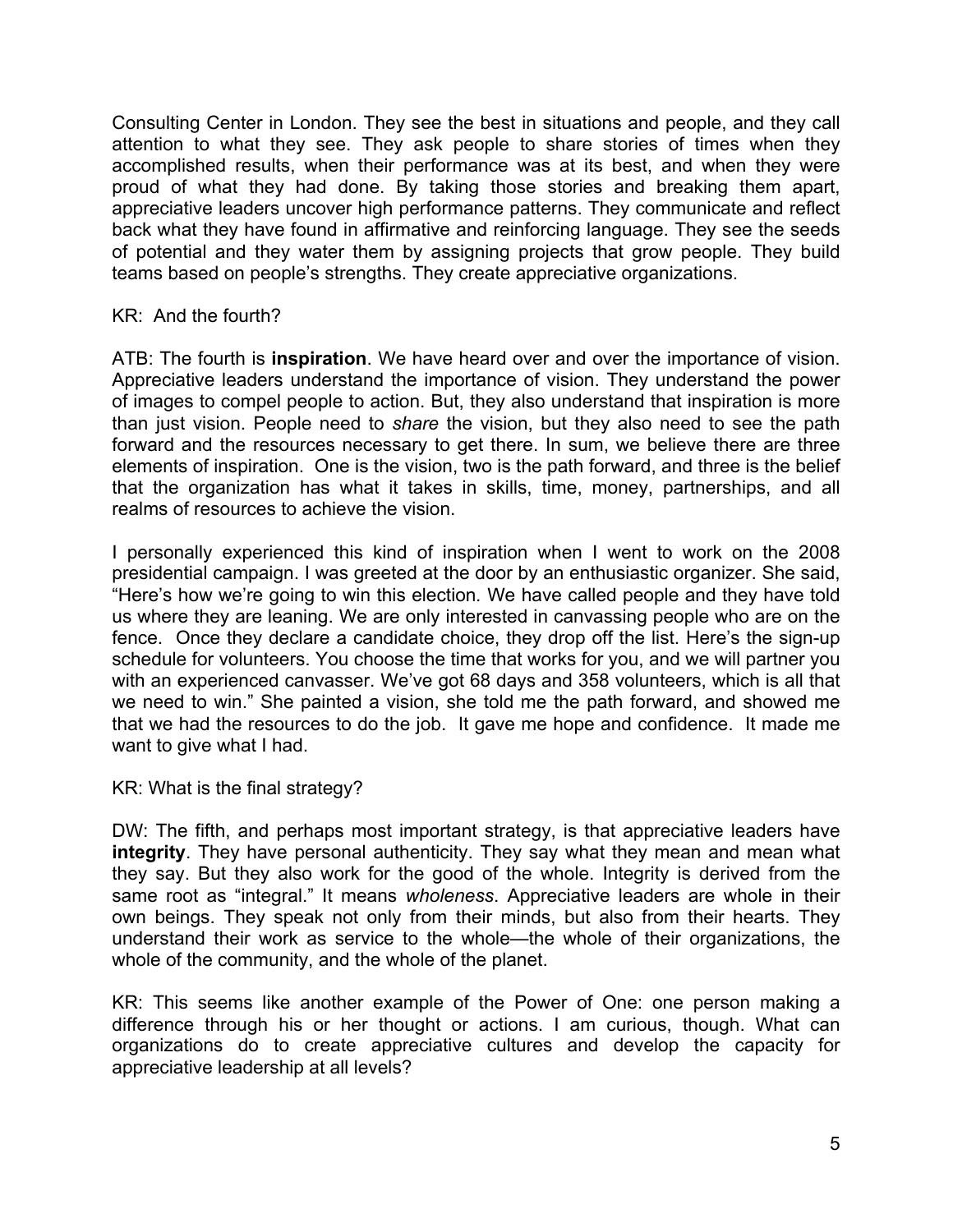Consulting Center in London. They see the best in situations and people, and they call attention to what they see. They ask people to share stories of times when they accomplished results, when their performance was at its best, and when they were proud of what they had done. By taking those stories and breaking them apart, appreciative leaders uncover high performance patterns. They communicate and reflect back what they have found in affirmative and reinforcing language. They see the seeds of potential and they water them by assigning projects that grow people. They build teams based on people's strengths. They create appreciative organizations.

KR: And the fourth?

ATB: The fourth is **inspiration**. We have heard over and over the importance of vision. Appreciative leaders understand the importance of vision. They understand the power of images to compel people to action. But, they also understand that inspiration is more than just vision. People need to *share* the vision, but they also need to see the path forward and the resources necessary to get there. In sum, we believe there are three elements of inspiration. One is the vision, two is the path forward, and three is the belief that the organization has what it takes in skills, time, money, partnerships, and all realms of resources to achieve the vision.

I personally experienced this kind of inspiration when I went to work on the 2008 presidential campaign. I was greeted at the door by an enthusiastic organizer. She said, "Here's how we're going to win this election. We have called people and they have told us where they are leaning. We are only interested in canvassing people who are on the fence. Once they declare a candidate choice, they drop off the list. Here's the sign-up schedule for volunteers. You choose the time that works for you, and we will partner you with an experienced canvasser. We've got 68 days and 358 volunteers, which is all that we need to win." She painted a vision, she told me the path forward, and showed me that we had the resources to do the job. It gave me hope and confidence. It made me want to give what I had.

KR: What is the final strategy?

DW: The fifth, and perhaps most important strategy, is that appreciative leaders have **integrity**. They have personal authenticity. They say what they mean and mean what they say. But they also work for the good of the whole. Integrity is derived from the same root as "integral." It means *wholeness*. Appreciative leaders are whole in their own beings. They speak not only from their minds, but also from their hearts. They understand their work as service to the whole—the whole of their organizations, the whole of the community, and the whole of the planet.

KR: This seems like another example of the Power of One: one person making a difference through his or her thought or actions. I am curious, though. What can organizations do to create appreciative cultures and develop the capacity for appreciative leadership at all levels?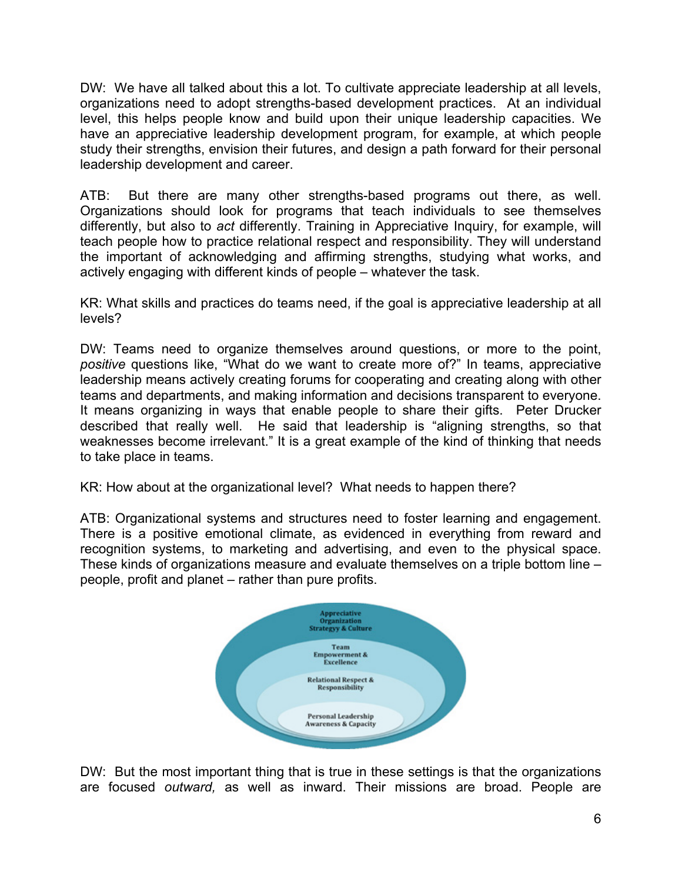DW: We have all talked about this a lot. To cultivate appreciate leadership at all levels, organizations need to adopt strengths-based development practices. At an individual level, this helps people know and build upon their unique leadership capacities. We have an appreciative leadership development program, for example, at which people study their strengths, envision their futures, and design a path forward for their personal leadership development and career.

ATB: But there are many other strengths-based programs out there, as well. Organizations should look for programs that teach individuals to see themselves differently, but also to *act* differently. Training in Appreciative Inquiry, for example, will teach people how to practice relational respect and responsibility. They will understand the important of acknowledging and affirming strengths, studying what works, and actively engaging with different kinds of people – whatever the task.

KR: What skills and practices do teams need, if the goal is appreciative leadership at all levels?

DW: Teams need to organize themselves around questions, or more to the point, *positive* questions like, "What do we want to create more of?" In teams, appreciative leadership means actively creating forums for cooperating and creating along with other teams and departments, and making information and decisions transparent to everyone. It means organizing in ways that enable people to share their gifts. Peter Drucker described that really well. He said that leadership is "aligning strengths, so that weaknesses become irrelevant." It is a great example of the kind of thinking that needs to take place in teams.

KR: How about at the organizational level? What needs to happen there?

ATB: Organizational systems and structures need to foster learning and engagement. There is a positive emotional climate, as evidenced in everything from reward and recognition systems, to marketing and advertising, and even to the physical space. These kinds of organizations measure and evaluate themselves on a triple bottom line – people, profit and planet – rather than pure profits.

Appreciative Organization Strategy & Culture

Team Empowerment & Excellence

Relational Respect & Responsibility

Personal Leadership Awareness & Capacity

DW: But the most important thing that is true in these settings is that the organizations are focused *outward,* as well as inward. Their missions are broad. People are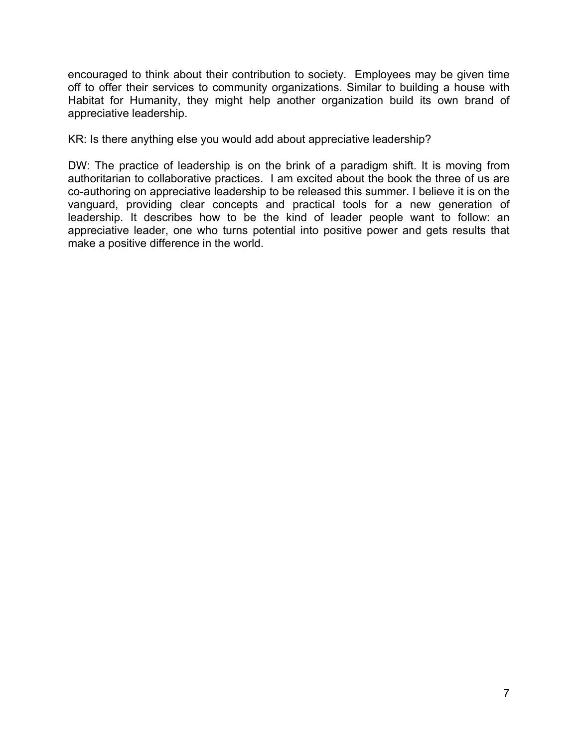encouraged to think about their contribution to society. Employees may be given time off to offer their services to community organizations. Similar to building a house with Habitat for Humanity, they might help another organization build its own brand of appreciative leadership.

KR: Is there anything else you would add about appreciative leadership?

DW: The practice of leadership is on the brink of a paradigm shift. It is moving from authoritarian to collaborative practices. I am excited about the book the three of us are co-authoring on appreciative leadership to be released this summer. I believe it is on the vanguard, providing clear concepts and practical tools for a new generation of leadership. It describes how to be the kind of leader people want to follow: an appreciative leader, one who turns potential into positive power and gets results that make a positive difference in the world.